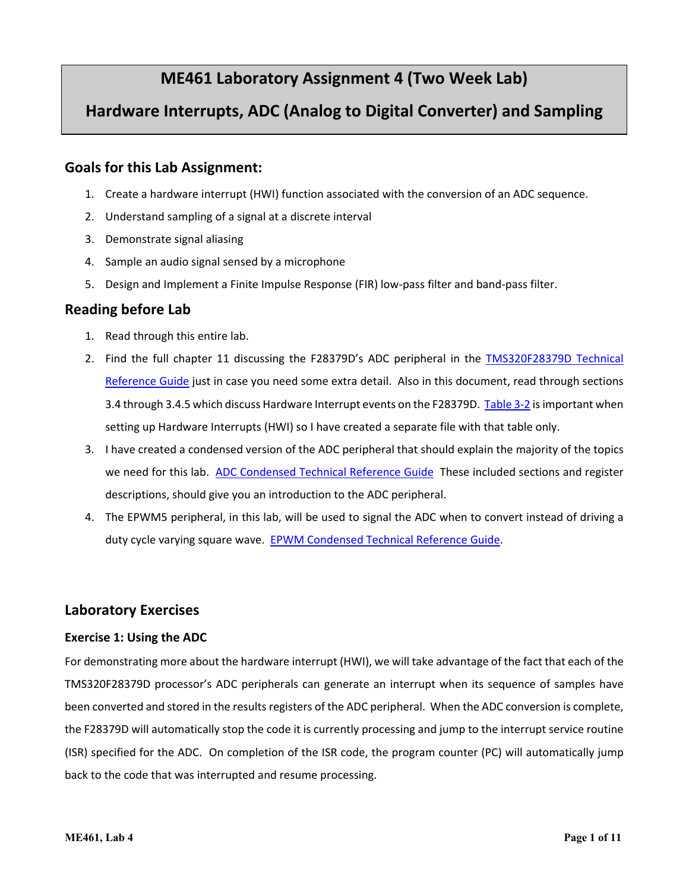# ME461 Laboratory Assignment 4 (Two Week Lab)

# Hardware Interrupts, ADC (Analog to Digital Converter) and Sampling

## Goals for this Lab Assignment:

1. Create a hardware interrupt (HWI) function associated with the conversion of an ADC sequence.
2. Understand sampling of a signal at a discrete interval
3. Demonstrate signal aliasing
4. Sample an audio signal sensed by a microphone
5. Design and Implement a Finite Impulse Response (FIR) low-pass filter and band-pass filter.

## Reading before Lab

1. Read through this entire lab.
2. Find the full chapter 11 discussing the F28379D's ADC peripheral in the [TMS320F28379D Technical Reference Guide]() just in case you need some extra detail. Also in this document, read through sections 3.4 through 3.4.5 which discuss Hardware Interrupt events on the F28379D. [Table 3-2]() is important when setting up Hardware Interrupts (HWI) so I have created a separate file with that table only.
3. I have created a condensed version of the ADC peripheral that should explain the majority of the topics we need for this lab. [ADC Condensed Technical Reference Guide]() These included sections and register descriptions, should give you an introduction to the ADC peripheral.
4. The EPWM5 peripheral, in this lab, will be used to signal the ADC when to convert instead of driving a duty cycle varying square wave. [EPWM Condensed Technical Reference Guide]().

## Laboratory Exercises

### Exercise 1: Using the ADC

For demonstrating more about the hardware interrupt (HWI), we will take advantage of the fact that each of the TMS320F28379D processor's ADC peripherals can generate an interrupt when its sequence of samples have been converted and stored in the results registers of the ADC peripheral. When the ADC conversion is complete, the F28379D will automatically stop the code it is currently processing and jump to the interrupt service routine (ISR) specified for the ADC. On completion of the ISR code, the program counter (PC) will automatically jump back to the code that was interrupted and resume processing.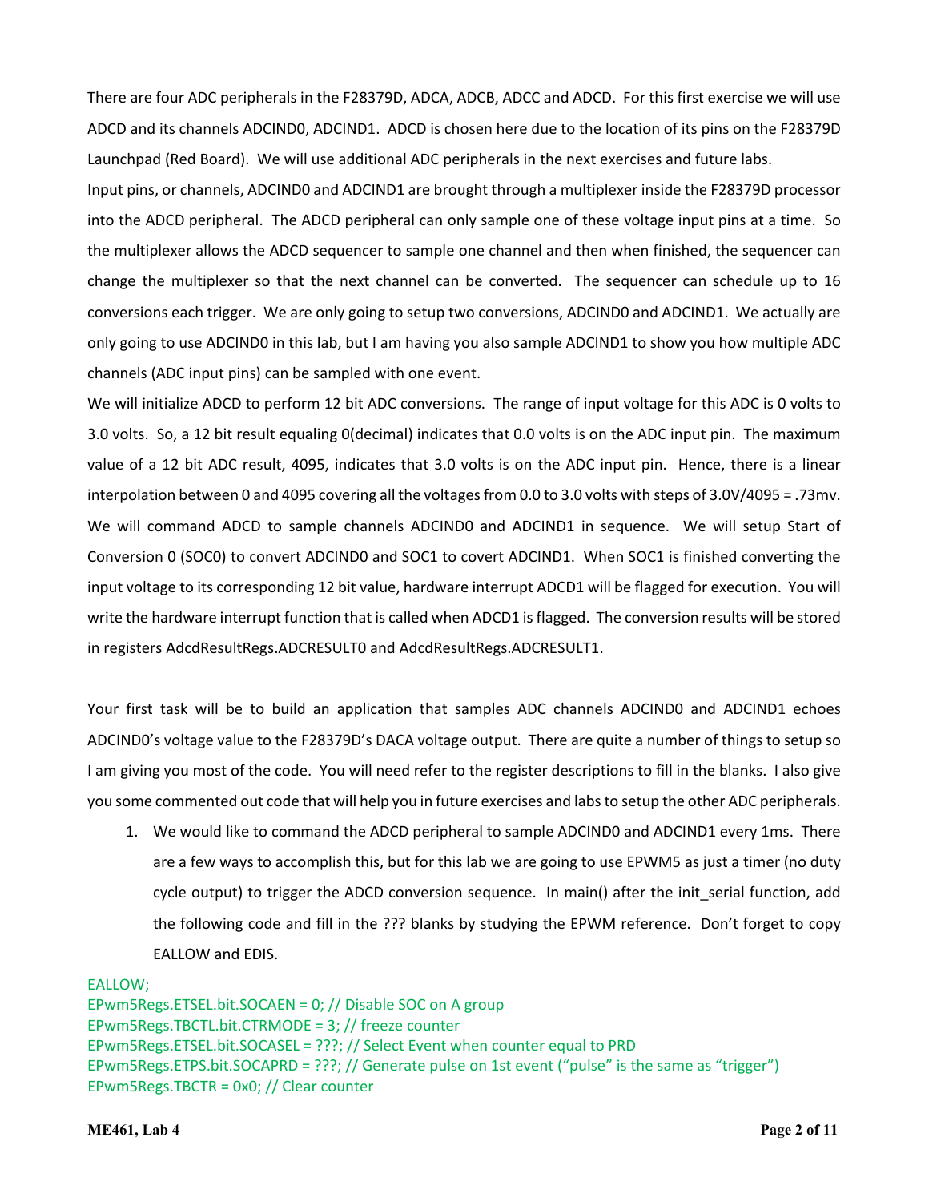There are four ADC peripherals in the F28379D, ADCA, ADCB, ADCC and ADCD. For this first exercise we will use ADCD and its channels ADCIND0, ADCIND1. ADCD is chosen here due to the location of its pins on the F28379D Launchpad (Red Board). We will use additional ADC peripherals in the next exercises and future labs.

Input pins, or channels, ADCIND0 and ADCIND1 are brought through a multiplexer inside the F28379D processor into the ADCD peripheral. The ADCD peripheral can only sample one of these voltage input pins at a time. So the multiplexer allows the ADCD sequencer to sample one channel and then when finished, the sequencer can change the multiplexer so that the next channel can be converted. The sequencer can schedule up to 16 conversions each trigger. We are only going to setup two conversions, ADCIND0 and ADCIND1. We actually are only going to use ADCIND0 in this lab, but I am having you also sample ADCIND1 to show you how multiple ADC channels (ADC input pins) can be sampled with one event.

We will initialize ADCD to perform 12 bit ADC conversions. The range of input voltage for this ADC is 0 volts to 3.0 volts. So, a 12 bit result equaling 0(decimal) indicates that 0.0 volts is on the ADC input pin. The maximum value of a 12 bit ADC result, 4095, indicates that 3.0 volts is on the ADC input pin. Hence, there is a linear interpolation between 0 and 4095 covering all the voltages from 0.0 to 3.0 volts with steps of 3.0V/4095 = .73mv. We will command ADCD to sample channels ADCIND0 and ADCIND1 in sequence. We will setup Start of Conversion 0 (SOC0) to convert ADCIND0 and SOC1 to covert ADCIND1. When SOC1 is finished converting the input voltage to its corresponding 12 bit value, hardware interrupt ADCD1 will be flagged for execution. You will write the hardware interrupt function that is called when ADCD1 is flagged. The conversion results will be stored in registers AdcdResultRegs.ADCRESULT0 and AdcdResultRegs.ADCRESULT1.

Your first task will be to build an application that samples ADC channels ADCIND0 and ADCIND1 echoes ADCIND0's voltage value to the F28379D's DACA voltage output. There are quite a number of things to setup so I am giving you most of the code. You will need refer to the register descriptions to fill in the blanks. I also give you some commented out code that will help you in future exercises and labs to setup the other ADC peripherals.

1. We would like to command the ADCD peripheral to sample ADCIND0 and ADCIND1 every 1ms. There are a few ways to accomplish this, but for this lab we are going to use EPWM5 as just a timer (no duty cycle output) to trigger the ADCD conversion sequence. In main() after the init_serial function, add the following code and fill in the ??? blanks by studying the EPWM reference. Don't forget to copy EALLOW and EDIS.

```
EALLOW;
EPwm5Regs.ETSEL.bit.SOCAEN = 0; // Disable SOC on A group
EPwm5Regs.TBCTL.bit.CTRMODE = 3; // freeze counter
EPwm5Regs.ETSEL.bit.SOCASEL = ???; // Select Event when counter equal to PRD
EPwm5Regs.ETPS.bit.SOCAPRD = ???; // Generate pulse on 1st event ("pulse" is the same as "trigger")
EPwm5Regs.TBCTR = 0x0; // Clear counter
```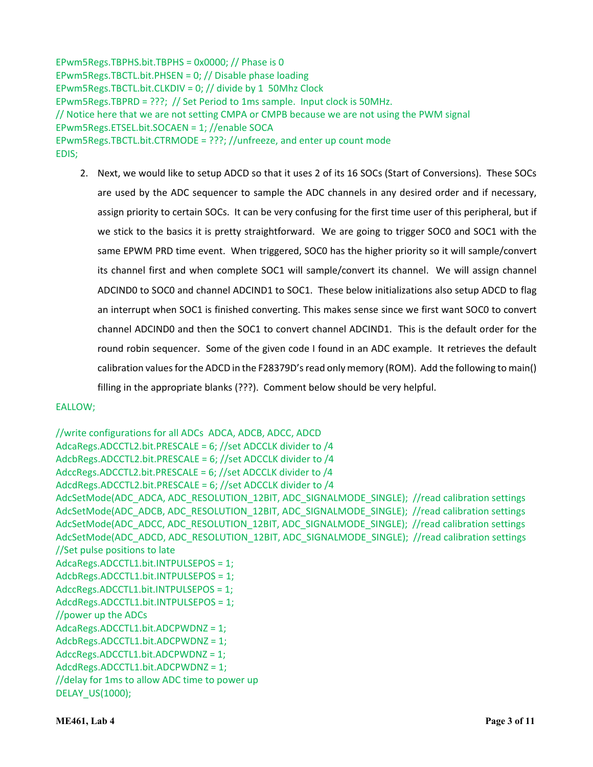```
EPwm5Regs.TBPHS.bit.TBPHS = 0x0000; // Phase is 0
EPwm5Regs.TBCTL.bit.PHSEN = 0; // Disable phase loading
EPwm5Regs.TBCTL.bit.CLKDIV = 0; // divide by 1  50Mhz Clock
EPwm5Regs.TBPRD = ???;  // Set Period to 1ms sample.  Input clock is 50MHz.
// Notice here that we are not setting CMPA or CMPB because we are not using the PWM signal
EPwm5Regs.ETSEL.bit.SOCAEN = 1; //enable SOCA
EPwm5Regs.TBCTL.bit.CTRMODE = ???; //unfreeze, and enter up count mode
EDIS;
```

2. Next, we would like to setup ADCD so that it uses 2 of its 16 SOCs (Start of Conversions). These SOCs are used by the ADC sequencer to sample the ADC channels in any desired order and if necessary, assign priority to certain SOCs. It can be very confusing for the first time user of this peripheral, but if we stick to the basics it is pretty straightforward. We are going to trigger SOC0 and SOC1 with the same EPWM PRD time event. When triggered, SOC0 has the higher priority so it will sample/convert its channel first and when complete SOC1 will sample/convert its channel. We will assign channel ADCIND0 to SOC0 and channel ADCIND1 to SOC1. These below initializations also setup ADCD to flag an interrupt when SOC1 is finished converting. This makes sense since we first want SOC0 to convert channel ADCIND0 and then the SOC1 to convert channel ADCIND1. This is the default order for the round robin sequencer. Some of the given code I found in an ADC example. It retrieves the default calibration values for the ADCD in the F28379D's read only memory (ROM). Add the following to main() filling in the appropriate blanks (???). Comment below should be very helpful.

```
EALLOW;

//write configurations for all ADCs  ADCA, ADCB, ADCC, ADCD
AdcaRegs.ADCCTL2.bit.PRESCALE = 6; //set ADCCLK divider to /4
AdcbRegs.ADCCTL2.bit.PRESCALE = 6; //set ADCCLK divider to /4
AdccRegs.ADCCTL2.bit.PRESCALE = 6; //set ADCCLK divider to /4
AdcdRegs.ADCCTL2.bit.PRESCALE = 6; //set ADCCLK divider to /4
AdcSetMode(ADC_ADCA, ADC_RESOLUTION_12BIT, ADC_SIGNALMODE_SINGLE);  //read calibration settings
AdcSetMode(ADC_ADCB, ADC_RESOLUTION_12BIT, ADC_SIGNALMODE_SINGLE);  //read calibration settings
AdcSetMode(ADC_ADCC, ADC_RESOLUTION_12BIT, ADC_SIGNALMODE_SINGLE);  //read calibration settings
AdcSetMode(ADC_ADCD, ADC_RESOLUTION_12BIT, ADC_SIGNALMODE_SINGLE);  //read calibration settings
//Set pulse positions to late
AdcaRegs.ADCCTL1.bit.INTPULSEPOS = 1;
AdcbRegs.ADCCTL1.bit.INTPULSEPOS = 1;
AdccRegs.ADCCTL1.bit.INTPULSEPOS = 1;
AdcdRegs.ADCCTL1.bit.INTPULSEPOS = 1;
//power up the ADCs
AdcaRegs.ADCCTL1.bit.ADCPWDNZ = 1;
AdcbRegs.ADCCTL1.bit.ADCPWDNZ = 1;
AdccRegs.ADCCTL1.bit.ADCPWDNZ = 1;
AdcdRegs.ADCCTL1.bit.ADCPWDNZ = 1;
//delay for 1ms to allow ADC time to power up
DELAY_US(1000);
```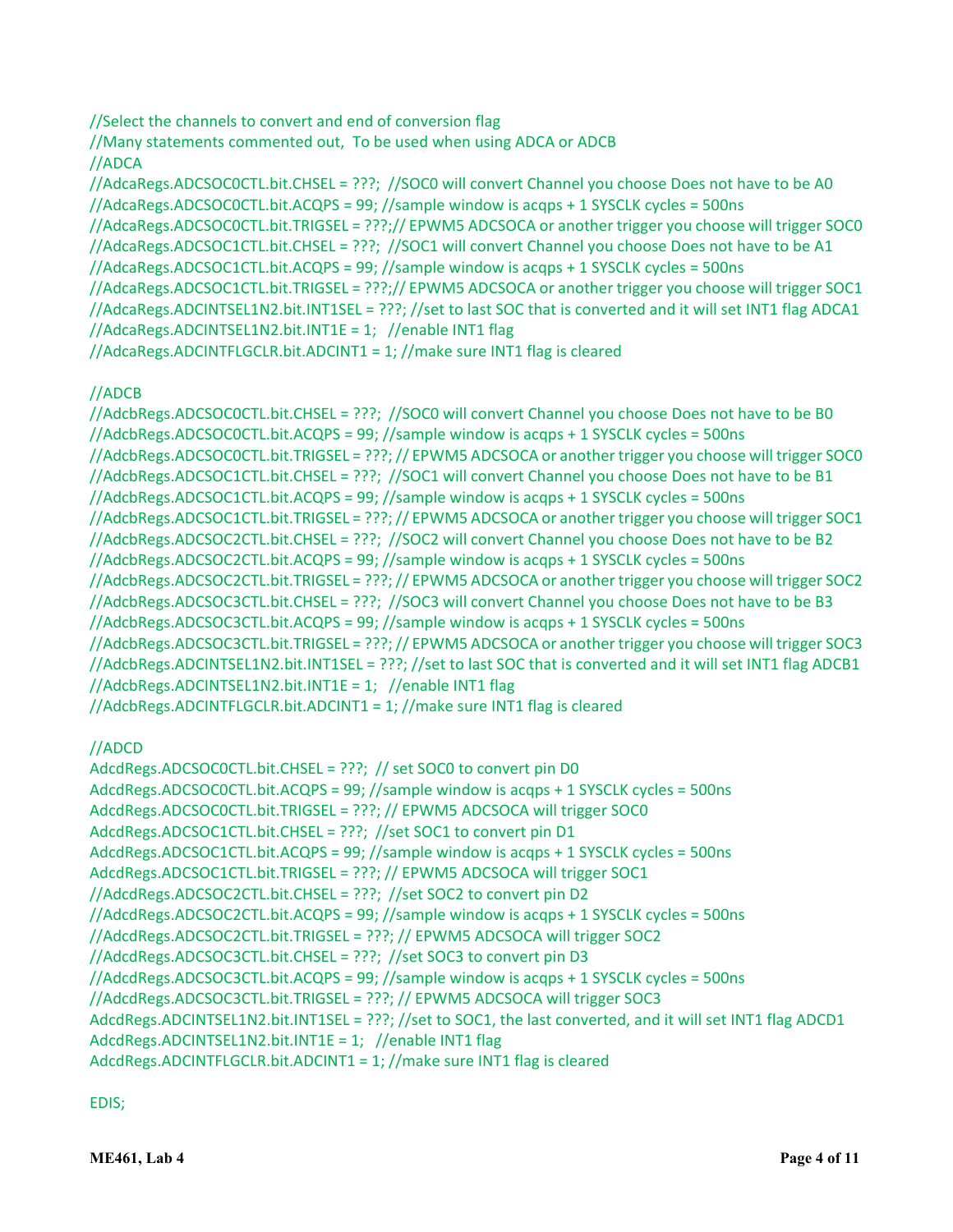```
//Select the channels to convert and end of conversion flag
//Many statements commented out,  To be used when using ADCA or ADCB
//ADCA
//AdcaRegs.ADCSOC0CTL.bit.CHSEL = ???;  //SOC0 will convert Channel you choose Does not have to be A0
//AdcaRegs.ADCSOC0CTL.bit.ACQPS = 99; //sample window is acqps + 1 SYSCLK cycles = 500ns
//AdcaRegs.ADCSOC0CTL.bit.TRIGSEL = ???;// EPWM5 ADCSOCA or another trigger you choose will trigger SOC0
//AdcaRegs.ADCSOC1CTL.bit.CHSEL = ???;  //SOC1 will convert Channel you choose Does not have to be A1
//AdcaRegs.ADCSOC1CTL.bit.ACQPS = 99; //sample window is acqps + 1 SYSCLK cycles = 500ns
//AdcaRegs.ADCSOC1CTL.bit.TRIGSEL = ???;// EPWM5 ADCSOCA or another trigger you choose will trigger SOC1
//AdcaRegs.ADCINTSEL1N2.bit.INT1SEL = ???; //set to last SOC that is converted and it will set INT1 flag ADCA1
//AdcaRegs.ADCINTSEL1N2.bit.INT1E = 1;   //enable INT1 flag
//AdcaRegs.ADCINTFLGCLR.bit.ADCINT1 = 1; //make sure INT1 flag is cleared

//ADCB
//AdcbRegs.ADCSOC0CTL.bit.CHSEL = ???;  //SOC0 will convert Channel you choose Does not have to be B0
//AdcbRegs.ADCSOC0CTL.bit.ACQPS = 99; //sample window is acqps + 1 SYSCLK cycles = 500ns
//AdcbRegs.ADCSOC0CTL.bit.TRIGSEL = ???; // EPWM5 ADCSOCA or another trigger you choose will trigger SOC0
//AdcbRegs.ADCSOC1CTL.bit.CHSEL = ???;  //SOC1 will convert Channel you choose Does not have to be B1
//AdcbRegs.ADCSOC1CTL.bit.ACQPS = 99; //sample window is acqps + 1 SYSCLK cycles = 500ns
//AdcbRegs.ADCSOC1CTL.bit.TRIGSEL = ???; // EPWM5 ADCSOCA or another trigger you choose will trigger SOC1
//AdcbRegs.ADCSOC2CTL.bit.CHSEL = ???;  //SOC2 will convert Channel you choose Does not have to be B2
//AdcbRegs.ADCSOC2CTL.bit.ACQPS = 99; //sample window is acqps + 1 SYSCLK cycles = 500ns
//AdcbRegs.ADCSOC2CTL.bit.TRIGSEL = ???; // EPWM5 ADCSOCA or another trigger you choose will trigger SOC2
//AdcbRegs.ADCSOC3CTL.bit.CHSEL = ???;  //SOC3 will convert Channel you choose Does not have to be B3
//AdcbRegs.ADCSOC3CTL.bit.ACQPS = 99; //sample window is acqps + 1 SYSCLK cycles = 500ns
//AdcbRegs.ADCSOC3CTL.bit.TRIGSEL = ???; // EPWM5 ADCSOCA or another trigger you choose will trigger SOC3
//AdcbRegs.ADCINTSEL1N2.bit.INT1SEL = ???; //set to last SOC that is converted and it will set INT1 flag ADCB1
//AdcbRegs.ADCINTSEL1N2.bit.INT1E = 1;   //enable INT1 flag
//AdcbRegs.ADCINTFLGCLR.bit.ADCINT1 = 1; //make sure INT1 flag is cleared

//ADCD
AdcdRegs.ADCSOC0CTL.bit.CHSEL = ???;  // set SOC0 to convert pin D0
AdcdRegs.ADCSOC0CTL.bit.ACQPS = 99; //sample window is acqps + 1 SYSCLK cycles = 500ns
AdcdRegs.ADCSOC0CTL.bit.TRIGSEL = ???; // EPWM5 ADCSOCA will trigger SOC0
AdcdRegs.ADCSOC1CTL.bit.CHSEL = ???;  //set SOC1 to convert pin D1
AdcdRegs.ADCSOC1CTL.bit.ACQPS = 99; //sample window is acqps + 1 SYSCLK cycles = 500ns
AdcdRegs.ADCSOC1CTL.bit.TRIGSEL = ???; // EPWM5 ADCSOCA will trigger SOC1
//AdcdRegs.ADCSOC2CTL.bit.CHSEL = ???;  //set SOC2 to convert pin D2
//AdcdRegs.ADCSOC2CTL.bit.ACQPS = 99; //sample window is acqps + 1 SYSCLK cycles = 500ns
//AdcdRegs.ADCSOC2CTL.bit.TRIGSEL = ???; // EPWM5 ADCSOCA will trigger SOC2
//AdcdRegs.ADCSOC3CTL.bit.CHSEL = ???;  //set SOC3 to convert pin D3
//AdcdRegs.ADCSOC3CTL.bit.ACQPS = 99; //sample window is acqps + 1 SYSCLK cycles = 500ns
//AdcdRegs.ADCSOC3CTL.bit.TRIGSEL = ???; // EPWM5 ADCSOCA will trigger SOC3
AdcdRegs.ADCINTSEL1N2.bit.INT1SEL = ???; //set to SOC1, the last converted, and it will set INT1 flag ADCD1
AdcdRegs.ADCINTSEL1N2.bit.INT1E = 1;   //enable INT1 flag
AdcdRegs.ADCINTFLGCLR.bit.ADCINT1 = 1; //make sure INT1 flag is cleared

EDIS;
```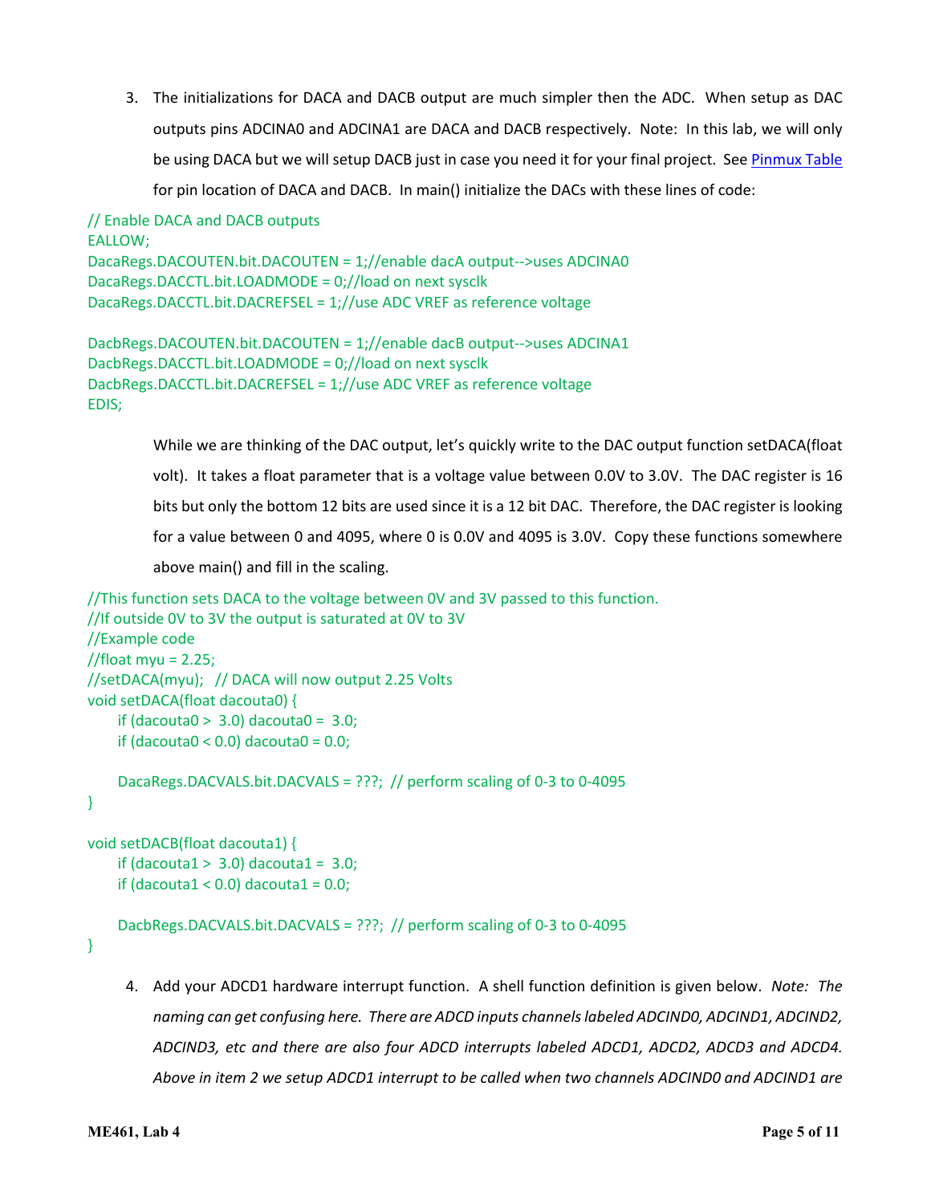3. The initializations for DACA and DACB output are much simpler then the ADC. When setup as DAC outputs pins ADCINA0 and ADCINA1 are DACA and DACB respectively. Note: In this lab, we will only be using DACA but we will setup DACB just in case you need it for your final project. See [Pinmux Table] for pin location of DACA and DACB. In main() initialize the DACs with these lines of code:

```
// Enable DACA and DACB outputs
EALLOW;
DacaRegs.DACOUTEN.bit.DACOUTEN = 1;//enable dacA output-->uses ADCINA0
DacaRegs.DACCTL.bit.LOADMODE = 0;//load on next sysclk
DacaRegs.DACCTL.bit.DACREFSEL = 1;//use ADC VREF as reference voltage

DacbRegs.DACOUTEN.bit.DACOUTEN = 1;//enable dacB output-->uses ADCINA1
DacbRegs.DACCTL.bit.LOADMODE = 0;//load on next sysclk
DacbRegs.DACCTL.bit.DACREFSEL = 1;//use ADC VREF as reference voltage
EDIS;
```

While we are thinking of the DAC output, let's quickly write to the DAC output function setDACA(float volt). It takes a float parameter that is a voltage value between 0.0V to 3.0V. The DAC register is 16 bits but only the bottom 12 bits are used since it is a 12 bit DAC. Therefore, the DAC register is looking for a value between 0 and 4095, where 0 is 0.0V and 4095 is 3.0V. Copy these functions somewhere above main() and fill in the scaling.

```
//This function sets DACA to the voltage between 0V and 3V passed to this function.
//If outside 0V to 3V the output is saturated at 0V to 3V
//Example code
//float myu = 2.25;
//setDACA(myu);   // DACA will now output 2.25 Volts
void setDACA(float dacouta0) {
    if (dacouta0 >  3.0) dacouta0 =  3.0;
    if (dacouta0 < 0.0) dacouta0 = 0.0;

    DacaRegs.DACVALS.bit.DACVALS = ???;  // perform scaling of 0-3 to 0-4095
}

void setDACB(float dacouta1) {
    if (dacouta1 >  3.0) dacouta1 =  3.0;
    if (dacouta1 < 0.0) dacouta1 = 0.0;

    DacbRegs.DACVALS.bit.DACVALS = ???;  // perform scaling of 0-3 to 0-4095
}
```

4. Add your ADCD1 hardware interrupt function. A shell function definition is given below. *Note: The naming can get confusing here. There are ADCD inputs channels labeled ADCIND0, ADCIND1, ADCIND2, ADCIND3, etc and there are also four ADCD interrupts labeled ADCD1, ADCD2, ADCD3 and ADCD4. Above in item 2 we setup ADCD1 interrupt to be called when two channels ADCIND0 and ADCIND1 are*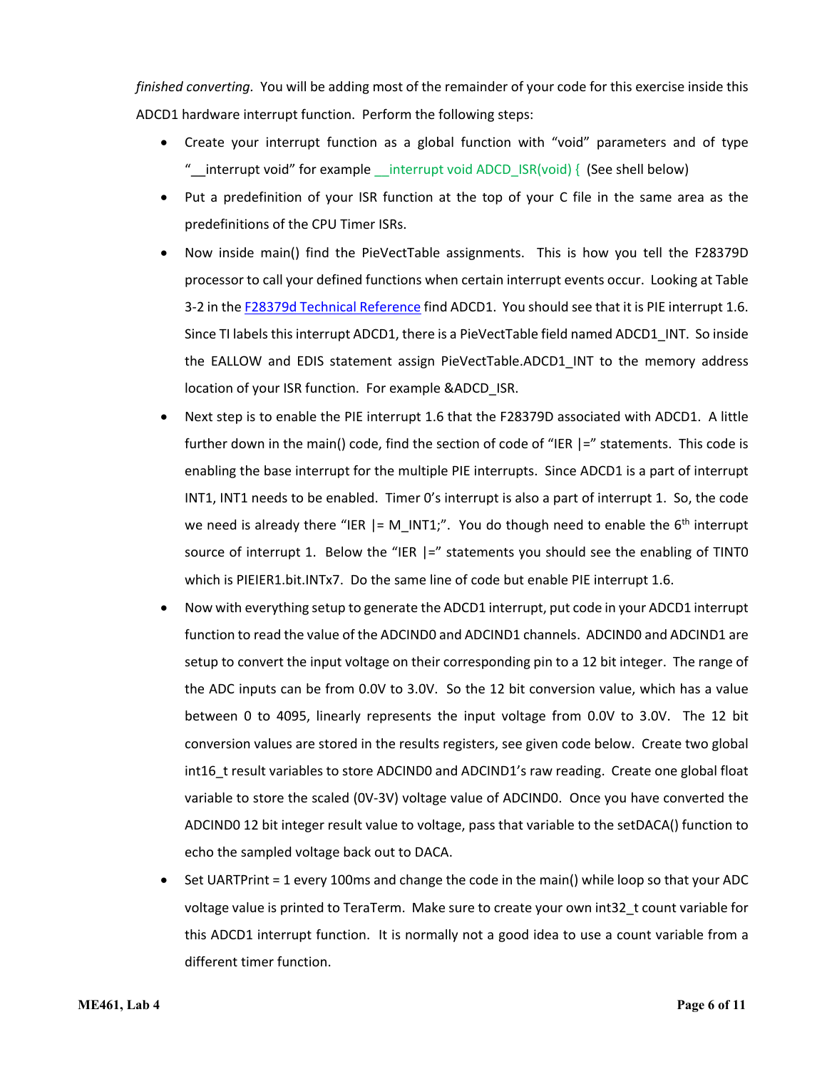*finished converting.* You will be adding most of the remainder of your code for this exercise inside this ADCD1 hardware interrupt function. Perform the following steps:

- Create your interrupt function as a global function with "void" parameters and of type "__interrupt void" for example __interrupt void ADCD_ISR(void) { (See shell below)
- Put a predefinition of your ISR function at the top of your C file in the same area as the predefinitions of the CPU Timer ISRs.
- Now inside main() find the PieVectTable assignments. This is how you tell the F28379D processor to call your defined functions when certain interrupt events occur. Looking at Table 3-2 in the F28379d Technical Reference find ADCD1. You should see that it is PIE interrupt 1.6. Since TI labels this interrupt ADCD1, there is a PieVectTable field named ADCD1_INT. So inside the EALLOW and EDIS statement assign PieVectTable.ADCD1_INT to the memory address location of your ISR function. For example &ADCD_ISR.
- Next step is to enable the PIE interrupt 1.6 that the F28379D associated with ADCD1. A little further down in the main() code, find the section of code of "IER |=" statements. This code is enabling the base interrupt for the multiple PIE interrupts. Since ADCD1 is a part of interrupt INT1, INT1 needs to be enabled. Timer 0's interrupt is also a part of interrupt 1. So, the code we need is already there "IER |= M_INT1;". You do though need to enable the 6th interrupt source of interrupt 1. Below the "IER |=" statements you should see the enabling of TINT0 which is PIEIER1.bit.INTx7. Do the same line of code but enable PIE interrupt 1.6.
- Now with everything setup to generate the ADCD1 interrupt, put code in your ADCD1 interrupt function to read the value of the ADCIND0 and ADCIND1 channels. ADCIND0 and ADCIND1 are setup to convert the input voltage on their corresponding pin to a 12 bit integer. The range of the ADC inputs can be from 0.0V to 3.0V. So the 12 bit conversion value, which has a value between 0 to 4095, linearly represents the input voltage from 0.0V to 3.0V. The 12 bit conversion values are stored in the results registers, see given code below. Create two global int16_t result variables to store ADCIND0 and ADCIND1's raw reading. Create one global float variable to store the scaled (0V-3V) voltage value of ADCIND0. Once you have converted the ADCIND0 12 bit integer result value to voltage, pass that variable to the setDACA() function to echo the sampled voltage back out to DACA.
- Set UARTPrint = 1 every 100ms and change the code in the main() while loop so that your ADC voltage value is printed to TeraTerm. Make sure to create your own int32_t count variable for this ADCD1 interrupt function. It is normally not a good idea to use a count variable from a different timer function.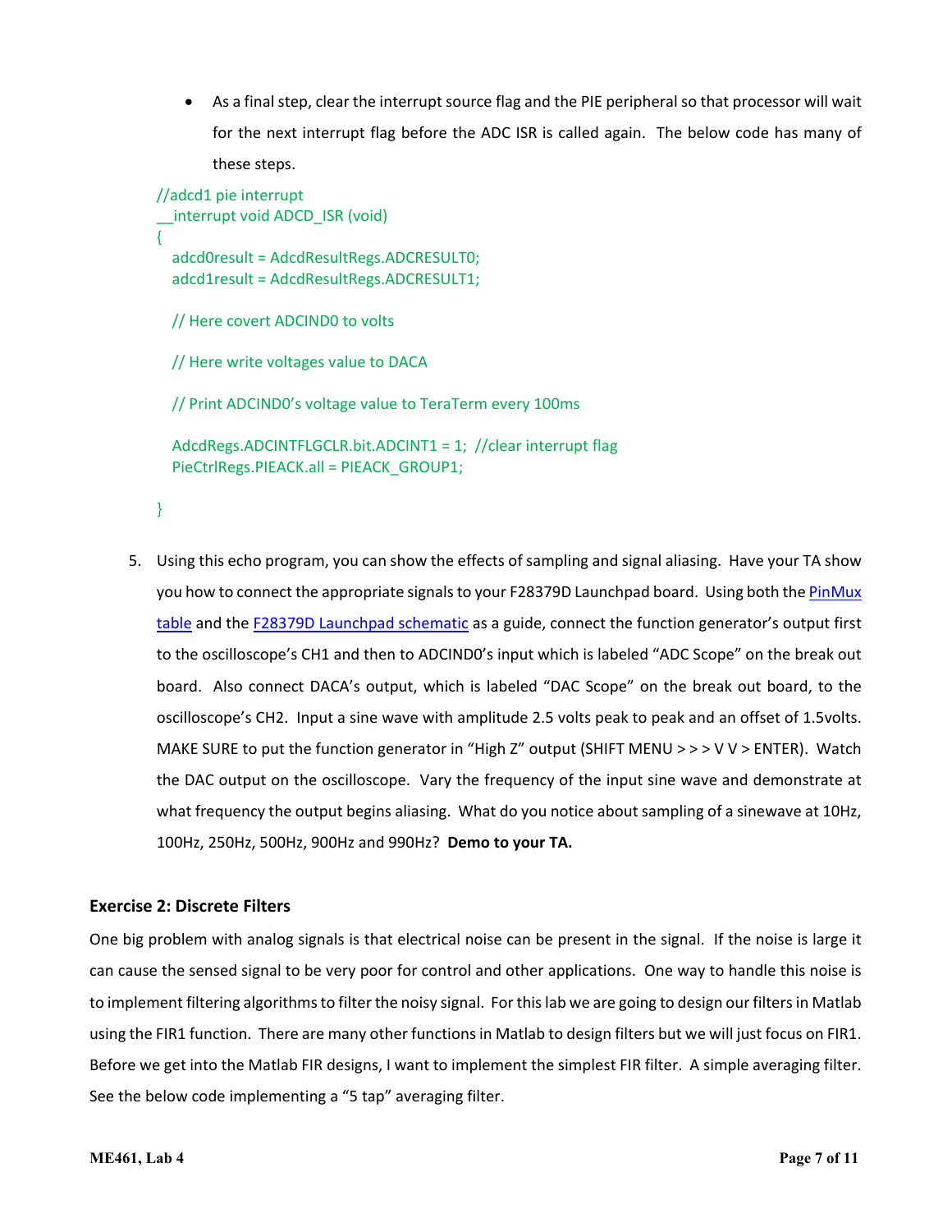- As a final step, clear the interrupt source flag and the PIE peripheral so that processor will wait for the next interrupt flag before the ADC ISR is called again. The below code has many of these steps.

```
//adcd1 pie interrupt
__interrupt void ADCD_ISR (void)
{
   adcd0result = AdcdResultRegs.ADCRESULT0;
   adcd1result = AdcdResultRegs.ADCRESULT1;

   // Here covert ADCIND0 to volts

   // Here write voltages value to DACA

   // Print ADCIND0's voltage value to TeraTerm every 100ms

   AdcdRegs.ADCINTFLGCLR.bit.ADCINT1 = 1;  //clear interrupt flag
   PieCtrlRegs.PIEACK.all = PIEACK_GROUP1;

}
```

5. Using this echo program, you can show the effects of sampling and signal aliasing. Have your TA show you how to connect the appropriate signals to your F28379D Launchpad board. Using both the [PinMux table]() and the [F28379D Launchpad schematic]() as a guide, connect the function generator's output first to the oscilloscope's CH1 and then to ADCIND0's input which is labeled "ADC Scope" on the break out board. Also connect DACA's output, which is labeled "DAC Scope" on the break out board, to the oscilloscope's CH2. Input a sine wave with amplitude 2.5 volts peak to peak and an offset of 1.5volts. MAKE SURE to put the function generator in "High Z" output (SHIFT MENU > > > V V > ENTER). Watch the DAC output on the oscilloscope. Vary the frequency of the input sine wave and demonstrate at what frequency the output begins aliasing. What do you notice about sampling of a sinewave at 10Hz, 100Hz, 250Hz, 500Hz, 900Hz and 990Hz? **Demo to your TA.**

### Exercise 2: Discrete Filters

One big problem with analog signals is that electrical noise can be present in the signal. If the noise is large it can cause the sensed signal to be very poor for control and other applications. One way to handle this noise is to implement filtering algorithms to filter the noisy signal. For this lab we are going to design our filters in Matlab using the FIR1 function. There are many other functions in Matlab to design filters but we will just focus on FIR1. Before we get into the Matlab FIR designs, I want to implement the simplest FIR filter. A simple averaging filter. See the below code implementing a "5 tap" averaging filter.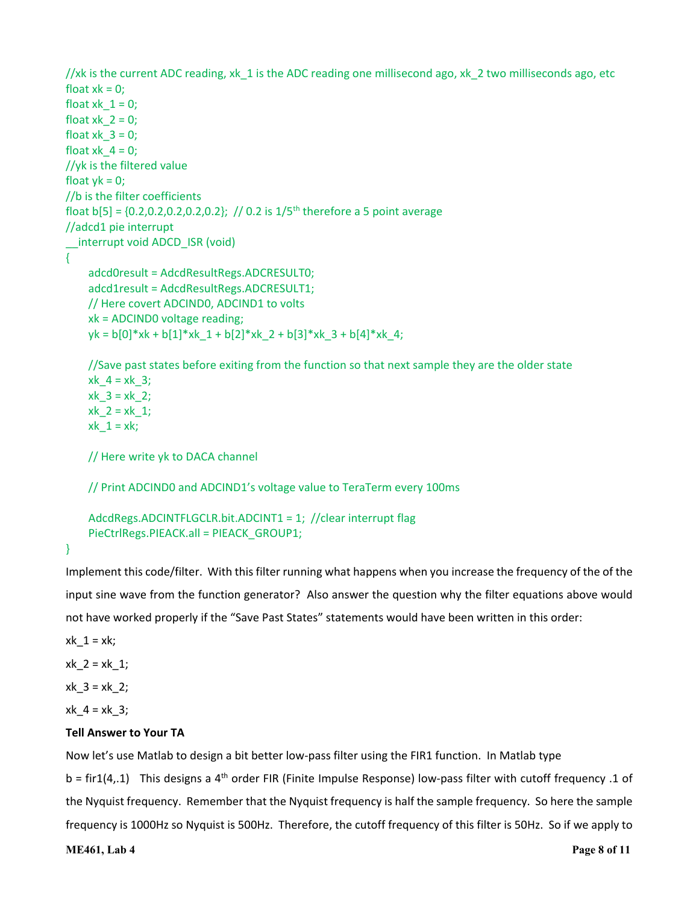```
//xk is the current ADC reading, xk_1 is the ADC reading one millisecond ago, xk_2 two milliseconds ago, etc
float xk = 0;
float xk_1 = 0;
float xk_2 = 0;
float xk_3 = 0;
float xk_4 = 0;
//yk is the filtered value
float yk = 0;
//b is the filter coefficients
float b[5] = {0.2,0.2,0.2,0.2,0.2};  // 0.2 is 1/5th therefore a 5 point average
//adcd1 pie interrupt
__interrupt void ADCD_ISR (void)
{
    adcd0result = AdcdResultRegs.ADCRESULT0;
    adcd1result = AdcdResultRegs.ADCRESULT1;
    // Here covert ADCIND0, ADCIND1 to volts
    xk = ADCIND0 voltage reading;
    yk = b[0]*xk + b[1]*xk_1 + b[2]*xk_2 + b[3]*xk_3 + b[4]*xk_4;

    //Save past states before exiting from the function so that next sample they are the older state
    xk_4 = xk_3;
    xk_3 = xk_2;
    xk_2 = xk_1;
    xk_1 = xk;

    // Here write yk to DACA channel

    // Print ADCIND0 and ADCIND1's voltage value to TeraTerm every 100ms

    AdcdRegs.ADCINTFLGCLR.bit.ADCINT1 = 1;  //clear interrupt flag
    PieCtrlRegs.PIEACK.all = PIEACK_GROUP1;
}
```

Implement this code/filter. With this filter running what happens when you increase the frequency of the of the input sine wave from the function generator? Also answer the question why the filter equations above would not have worked properly if the "Save Past States" statements would have been written in this order:

```
xk_1 = xk;
xk_2 = xk_1;
xk_3 = xk_2;
xk_4 = xk_3;
```

**Tell Answer to Your TA**

Now let's use Matlab to design a bit better low-pass filter using the FIR1 function. In Matlab type

b = fir1(4,.1) This designs a 4th order FIR (Finite Impulse Response) low-pass filter with cutoff frequency .1 of the Nyquist frequency. Remember that the Nyquist frequency is half the sample frequency. So here the sample frequency is 1000Hz so Nyquist is 500Hz. Therefore, the cutoff frequency of this filter is 50Hz. So if we apply to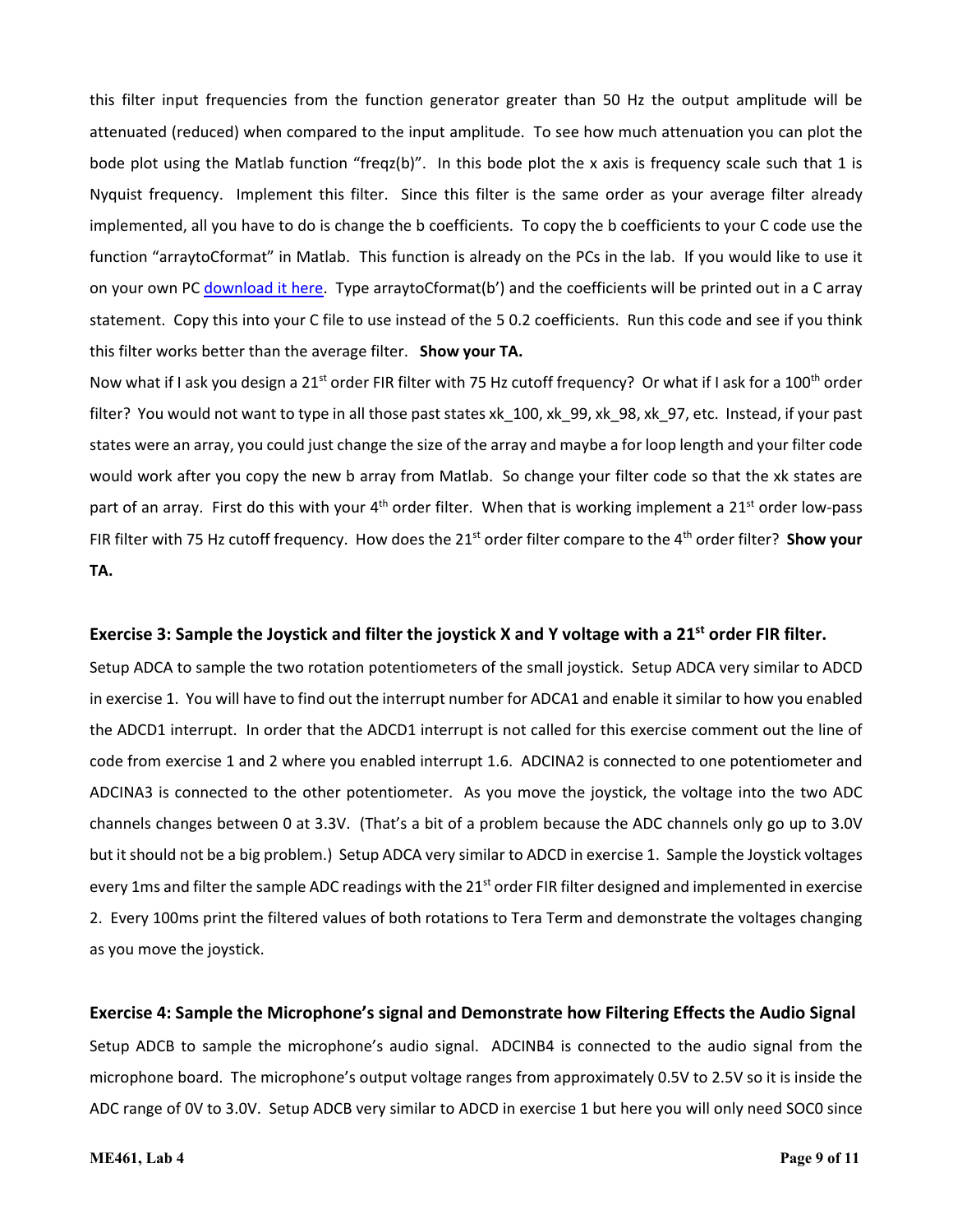this filter input frequencies from the function generator greater than 50 Hz the output amplitude will be attenuated (reduced) when compared to the input amplitude. To see how much attenuation you can plot the bode plot using the Matlab function "freqz(b)". In this bode plot the x axis is frequency scale such that 1 is Nyquist frequency. Implement this filter. Since this filter is the same order as your average filter already implemented, all you have to do is change the b coefficients. To copy the b coefficients to your C code use the function "arraytoCformat" in Matlab. This function is already on the PCs in the lab. If you would like to use it on your own PC download it here. Type arraytoCformat(b') and the coefficients will be printed out in a C array statement. Copy this into your C file to use instead of the 5 0.2 coefficients. Run this code and see if you think this filter works better than the average filter. **Show your TA.**

Now what if I ask you design a 21st order FIR filter with 75 Hz cutoff frequency? Or what if I ask for a 100th order filter? You would not want to type in all those past states xk_100, xk_99, xk_98, xk_97, etc. Instead, if your past states were an array, you could just change the size of the array and maybe a for loop length and your filter code would work after you copy the new b array from Matlab. So change your filter code so that the xk states are part of an array. First do this with your 4th order filter. When that is working implement a 21st order low-pass FIR filter with 75 Hz cutoff frequency. How does the 21st order filter compare to the 4th order filter? **Show your TA.**

### Exercise 3: Sample the Joystick and filter the joystick X and Y voltage with a 21st order FIR filter.

Setup ADCA to sample the two rotation potentiometers of the small joystick. Setup ADCA very similar to ADCD in exercise 1. You will have to find out the interrupt number for ADCA1 and enable it similar to how you enabled the ADCD1 interrupt. In order that the ADCD1 interrupt is not called for this exercise comment out the line of code from exercise 1 and 2 where you enabled interrupt 1.6. ADCINA2 is connected to one potentiometer and ADCINA3 is connected to the other potentiometer. As you move the joystick, the voltage into the two ADC channels changes between 0 at 3.3V. (That's a bit of a problem because the ADC channels only go up to 3.0V but it should not be a big problem.) Setup ADCA very similar to ADCD in exercise 1. Sample the Joystick voltages every 1ms and filter the sample ADC readings with the 21st order FIR filter designed and implemented in exercise 2. Every 100ms print the filtered values of both rotations to Tera Term and demonstrate the voltages changing as you move the joystick.

### Exercise 4: Sample the Microphone's signal and Demonstrate how Filtering Effects the Audio Signal

Setup ADCB to sample the microphone's audio signal. ADCINB4 is connected to the audio signal from the microphone board. The microphone's output voltage ranges from approximately 0.5V to 2.5V so it is inside the ADC range of 0V to 3.0V. Setup ADCB very similar to ADCD in exercise 1 but here you will only need SOC0 since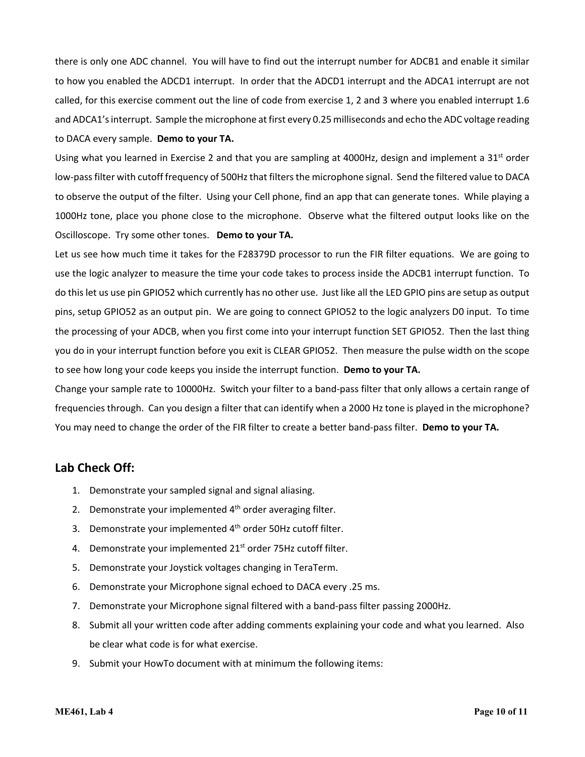there is only one ADC channel. You will have to find out the interrupt number for ADCB1 and enable it similar to how you enabled the ADCD1 interrupt. In order that the ADCD1 interrupt and the ADCA1 interrupt are not called, for this exercise comment out the line of code from exercise 1, 2 and 3 where you enabled interrupt 1.6 and ADCA1's interrupt. Sample the microphone at first every 0.25 milliseconds and echo the ADC voltage reading to DACA every sample. **Demo to your TA.**

Using what you learned in Exercise 2 and that you are sampling at 4000Hz, design and implement a 31st order low-pass filter with cutoff frequency of 500Hz that filters the microphone signal. Send the filtered value to DACA to observe the output of the filter. Using your Cell phone, find an app that can generate tones. While playing a 1000Hz tone, place you phone close to the microphone. Observe what the filtered output looks like on the Oscilloscope. Try some other tones. **Demo to your TA.**

Let us see how much time it takes for the F28379D processor to run the FIR filter equations. We are going to use the logic analyzer to measure the time your code takes to process inside the ADCB1 interrupt function. To do this let us use pin GPIO52 which currently has no other use. Just like all the LED GPIO pins are setup as output pins, setup GPIO52 as an output pin. We are going to connect GPIO52 to the logic analyzers D0 input. To time the processing of your ADCB, when you first come into your interrupt function SET GPIO52. Then the last thing you do in your interrupt function before you exit is CLEAR GPIO52. Then measure the pulse width on the scope to see how long your code keeps you inside the interrupt function. **Demo to your TA.**

Change your sample rate to 10000Hz. Switch your filter to a band-pass filter that only allows a certain range of frequencies through. Can you design a filter that can identify when a 2000 Hz tone is played in the microphone? You may need to change the order of the FIR filter to create a better band-pass filter. **Demo to your TA.**

## Lab Check Off:

1. Demonstrate your sampled signal and signal aliasing.
2. Demonstrate your implemented 4th order averaging filter.
3. Demonstrate your implemented 4th order 50Hz cutoff filter.
4. Demonstrate your implemented 21st order 75Hz cutoff filter.
5. Demonstrate your Joystick voltages changing in TeraTerm.
6. Demonstrate your Microphone signal echoed to DACA every .25 ms.
7. Demonstrate your Microphone signal filtered with a band-pass filter passing 2000Hz.
8. Submit all your written code after adding comments explaining your code and what you learned. Also be clear what code is for what exercise.
9. Submit your HowTo document with at minimum the following items: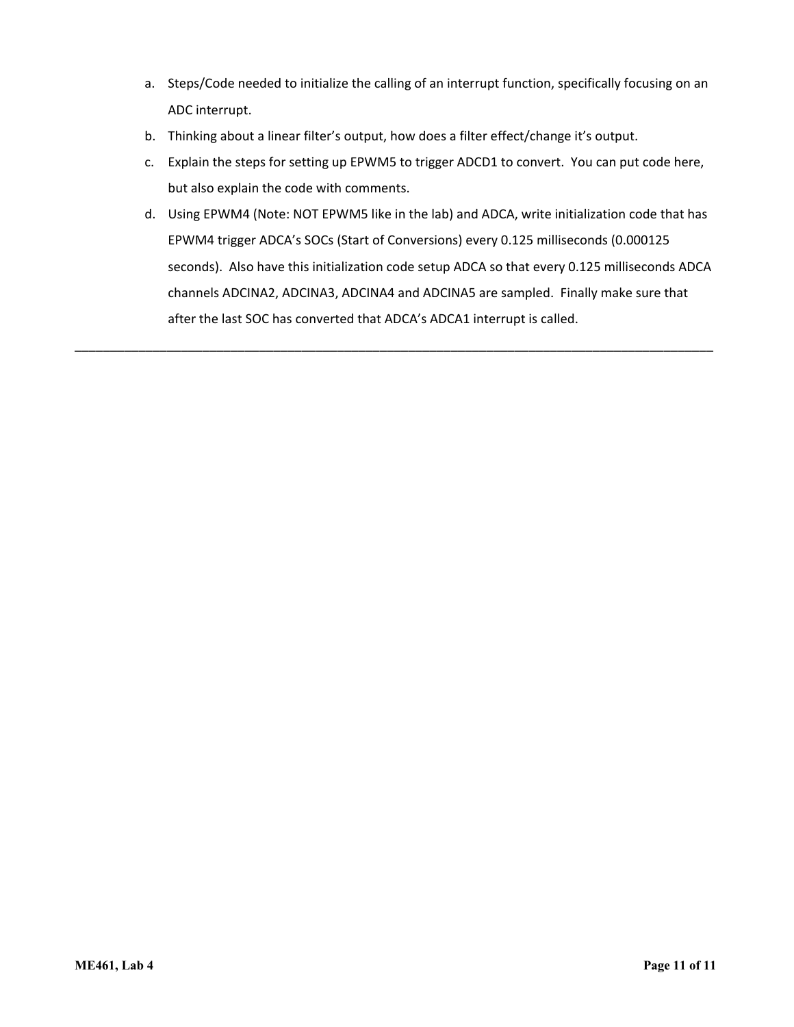a. Steps/Code needed to initialize the calling of an interrupt function, specifically focusing on an ADC interrupt.
b. Thinking about a linear filter's output, how does a filter effect/change it's output.
c. Explain the steps for setting up EPWM5 to trigger ADCD1 to convert. You can put code here, but also explain the code with comments.
d. Using EPWM4 (Note: NOT EPWM5 like in the lab) and ADCA, write initialization code that has EPWM4 trigger ADCA's SOCs (Start of Conversions) every 0.125 milliseconds (0.000125 seconds). Also have this initialization code setup ADCA so that every 0.125 milliseconds ADCA channels ADCINA2, ADCINA3, ADCINA4 and ADCINA5 are sampled. Finally make sure that after the last SOC has converted that ADCA's ADCA1 interrupt is called.

---